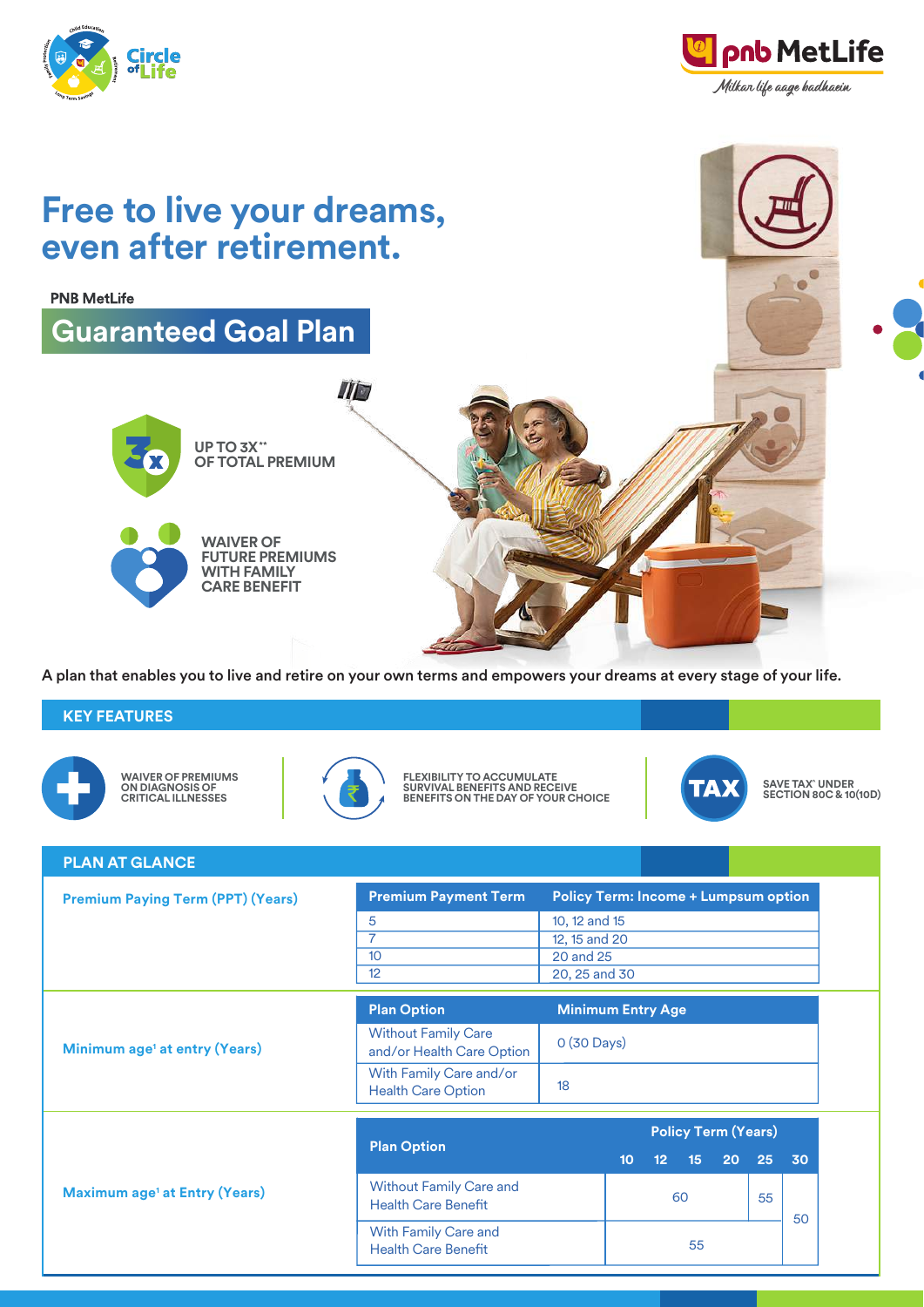Circle of Life

pnb MetLife
*Milkar life aage badhaein*

# Free to live your dreams, even after retirement.

**PNB MetLife**

## Guaranteed Goal Plan

UP TO 3X** OF TOTAL PREMIUM

WAIVER OF FUTURE PREMIUMS WITH FAMILY CARE BENEFIT

A plan that enables you to live and retire on your own terms and empowers your dreams at every stage of your life.

## KEY FEATURES

- WAIVER OF PREMIUMS ON DIAGNOSIS OF CRITICAL ILLNESSES
- FLEXIBILITY TO ACCUMULATE SURVIVAL BENEFITS AND RECEIVE BENEFITS ON THE DAY OF YOUR CHOICE
- SAVE TAX^ UNDER SECTION 80C & 10(10D)

## PLAN AT GLANCE

**Premium Paying Term (PPT) (Years)**

| Premium Payment Term | Policy Term: Income + Lumpsum option |
|---|---|
| 5 | 10, 12 and 15 |
| 7 | 12, 15 and 20 |
| 10 | 20 and 25 |
| 12 | 20, 25 and 30 |

**Minimum age[1] at entry (Years)**

| Plan Option | Minimum Entry Age |
|---|---|
| Without Family Care and/or Health Care Option | 0 (30 Days) |
| With Family Care and/or Health Care Option | 18 |

**Maximum age[1] at Entry (Years)**

| Plan Option | Policy Term (Years) | | | | | |
|---|---|---|---|---|---|---|
| | 10 | 12 | 15 | 20 | 25 | 30 |
| Without Family Care and Health Care Benefit | 60 | | | | 55 | 50 |
| With Family Care and Health Care Benefit | 55 | | | | | 50 |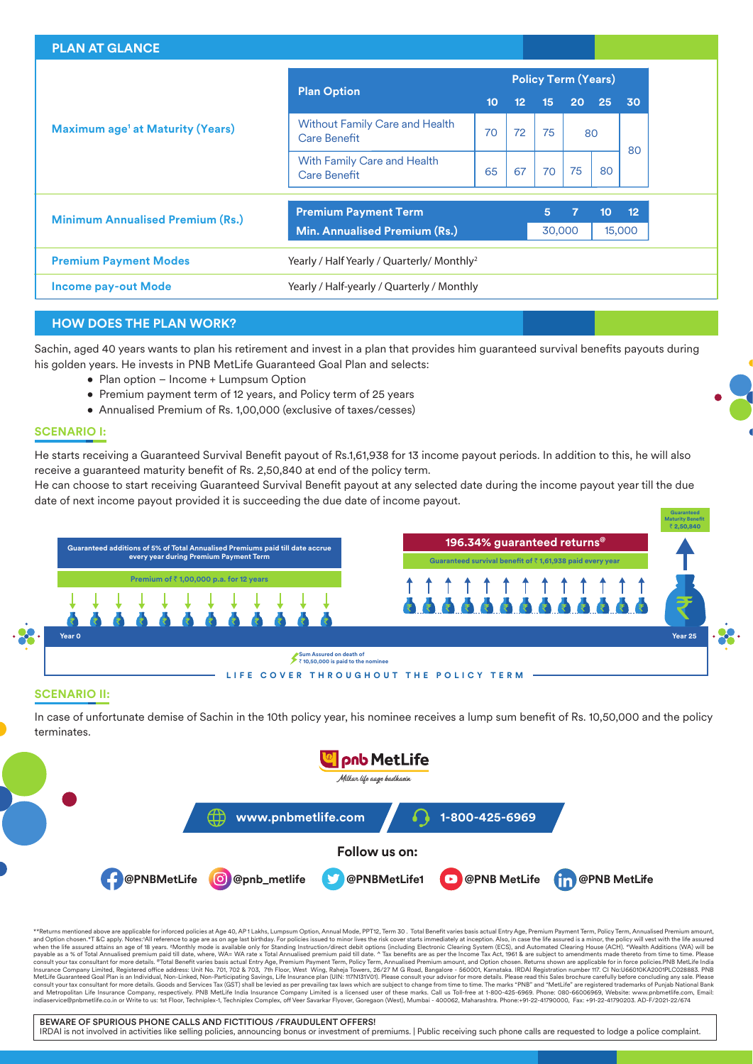## PLAN AT GLANCE

**Maximum age[1] at Maturity (Years)**

| Plan Option | Policy Term (Years) | | | | | |
|---|---|---|---|---|---|---|
| | 10 | 12 | 15 | 20 | 25 | 30 |
| Without Family Care and Health Care Benefit | 70 | 72 | 75 | 80 | | 80 |
| With Family Care and Health Care Benefit | 65 | 67 | 70 | 75 | 80 | |

**Minimum Annualised Premium (Rs.)**

| Premium Payment Term | 5 | 7 | 10 | 12 |
|---|---|---|---|---|
| Min. Annualised Premium (Rs.) | 30,000 | | 15,000 | |

**Premium Payment Modes** Yearly / Half Yearly / Quarterly/ Monthly[2]

**Income pay-out Mode** Yearly / Half-yearly / Quarterly / Monthly

## HOW DOES THE PLAN WORK?

Sachin, aged 40 years wants to plan his retirement and invest in a plan that provides him guaranteed survival benefits payouts during his golden years. He invests in PNB MetLife Guaranteed Goal Plan and selects:

- Plan option – Income + Lumpsum Option
- Premium payment term of 12 years, and Policy term of 25 years
- Annualised Premium of Rs. 1,00,000 (exclusive of taxes/cesses)

### SCENARIO I:

He starts receiving a Guaranteed Survival Benefit payout of Rs.1,61,938 for 13 income payout periods. In addition to this, he will also receive a guaranteed maturity benefit of Rs. 2,50,840 at end of the policy term.

He can choose to start receiving Guaranteed Survival Benefit payout at any selected date during the income payout year till the due date of next income payout provided it is succeeding the due date of income payout.

Guaranteed additions of 5% of Total Annualised Premiums paid till date accrue every year during Premium Payment Term

Premium of ₹ 1,00,000 p.a. for 12 years

196.34% guaranteed returns[@]

Guaranteed survival benefit of ₹ 1,61,938 paid every year

Guaranteed Maturity Benefit ₹ 2,50,840

Year 0

Year 25

Sum Assured on death of ₹ 10,50,000 is paid to the nominee

LIFE COVER THROUGHOUT THE POLICY TERM

### SCENARIO II:

In case of unfortunate demise of Sachin in the 10th policy year, his nominee receives a lump sum benefit of Rs. 10,50,000 and the policy terminates.

pnb MetLife

*Milkar life aage badhaein*

www.pnbmetlife.com 1-800-425-6969

Follow us on:

@PNBMetLife @pnb_metlife @PNBMetLife1 @PNB MetLife @PNB MetLife

**Returns mentioned above are applicable for inforced policies at Age 40, AP 1 Lakhs, Lumpsum Option, Annual Mode, PPT12, Term 30 . Total Benefit varies basis actual Entry Age, Premium Payment Term, Policy Term, Annualised Premium amount, and Option chosen.*T &C apply. Notes:[1]All reference to age are as on age last birthday. For policies issued to minor lives the risk cover starts immediately at inception. Also, in case the life assured is a minor, the policy will vest with the life assured when the life assured attains an age of 18 years. [2]Monthly mode is available only for Standing Instruction/direct debit options (including Electronic Clearing System (ECS), and Automated Clearing House (ACH). #Wealth Additions (WA) will be payable as a % of Total Annualised premium paid till date, where, WA= WA rate x Total Annualised premium paid till date. ^ Tax benefits are as per the Income Tax Act, 1961 & are subject to amendments made thereto from time to time. Please consult your tax consultant for more details. @Total Benefit varies basis actual Entry Age, Premium Payment Term, Policy Term, Annualised Premium amount, and Option chosen. Returns shown are applicable for in force policies.PNB MetLife India Insurance Company Limited, Registered office address: Unit No. 701, 702 & 703, 7th Floor, West Wing, Raheja Towers, 26/27 M G Road, Bangalore - 560001, Karnataka. IRDAI Registration number 117. CI No:U66010KA2001PLC028883. PNB MetLife Guaranteed Goal Plan is an Individual, Non-Linked, Non-Participating Savings, Life Insurance plan (UIN: 117N131V01). Please consult your advisor for more details. Please read this Sales brochure carefully before concluding any sale. Please consult your tax consultant for more details. Goods and Services Tax (GST) shall be levied as per prevailing tax laws which are subject to change from time to time. The marks "PNB" and "MetLife" are registered trademarks of Punjab National Bank and Metropolitan Life Insurance Company, respectively. PNB MetLife India Insurance Company Limited is a licensed user of these marks. Call us Toll-free at 1-800-425-6969. Phone: 080-66006969, Website: www.pnbmetlife.com, Email: indiaservice@pnbmetlife.co.in or Write to us: 1st Floor, Techniplex-1, Techniplex Complex, off Veer Savarkar Flyover, Goregaon (West), Mumbai - 400062, Maharashtra. Phone:+91-22-41790000, Fax: +91-22-41790203. AD-F/2021-22/674

**BEWARE OF SPURIOUS PHONE CALLS AND FICTITIOUS /FRAUDULENT OFFERS!**
IRDAI is not involved in activities like selling policies, announcing bonus or investment of premiums. | Public receiving such phone calls are requested to lodge a police complaint.